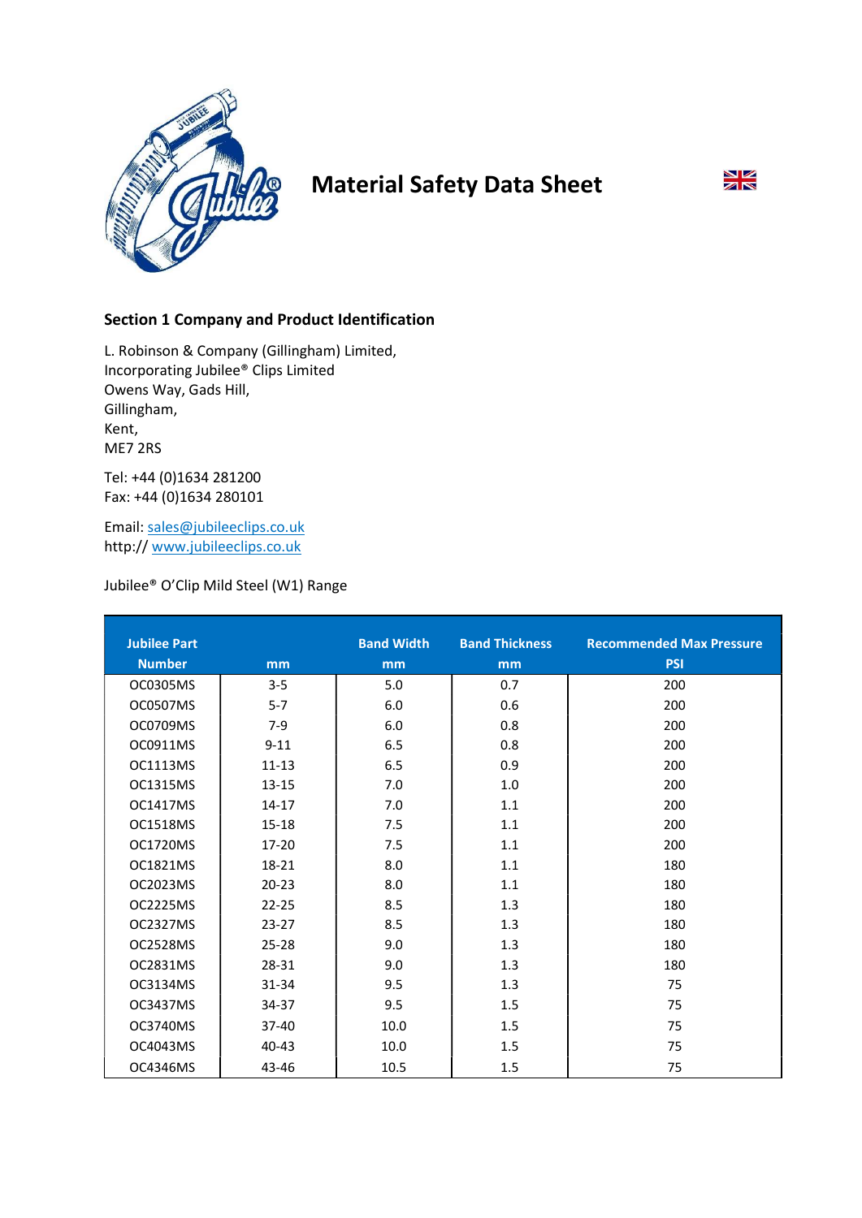# Material Safety Data Sheet

## Section 1 Company and Product Identification

L. Robinson & Company (Gillingham) Limited,
Incorporating Jubilee® Clips Limited
Owens Way, Gads Hill,
Gillingham,
Kent,
ME7 2RS

Tel: +44 (0)1634 281200
Fax: +44 (0)1634 280101

Email: sales@jubileeclips.co.uk
http:// www.jubileeclips.co.uk

Jubilee® O'Clip Mild Steel (W1) Range

| Jubilee Part Number | mm | Band Width mm | Band Thickness mm | Recommended Max Pressure PSI |
|---|---|---|---|---|
| OC0305MS | 3-5 | 5.0 | 0.7 | 200 |
| OC0507MS | 5-7 | 6.0 | 0.6 | 200 |
| OC0709MS | 7-9 | 6.0 | 0.8 | 200 |
| OC0911MS | 9-11 | 6.5 | 0.8 | 200 |
| OC1113MS | 11-13 | 6.5 | 0.9 | 200 |
| OC1315MS | 13-15 | 7.0 | 1.0 | 200 |
| OC1417MS | 14-17 | 7.0 | 1.1 | 200 |
| OC1518MS | 15-18 | 7.5 | 1.1 | 200 |
| OC1720MS | 17-20 | 7.5 | 1.1 | 200 |
| OC1821MS | 18-21 | 8.0 | 1.1 | 180 |
| OC2023MS | 20-23 | 8.0 | 1.1 | 180 |
| OC2225MS | 22-25 | 8.5 | 1.3 | 180 |
| OC2327MS | 23-27 | 8.5 | 1.3 | 180 |
| OC2528MS | 25-28 | 9.0 | 1.3 | 180 |
| OC2831MS | 28-31 | 9.0 | 1.3 | 180 |
| OC3134MS | 31-34 | 9.5 | 1.3 | 75 |
| OC3437MS | 34-37 | 9.5 | 1.5 | 75 |
| OC3740MS | 37-40 | 10.0 | 1.5 | 75 |
| OC4043MS | 40-43 | 10.0 | 1.5 | 75 |
| OC4346MS | 43-46 | 10.5 | 1.5 | 75 |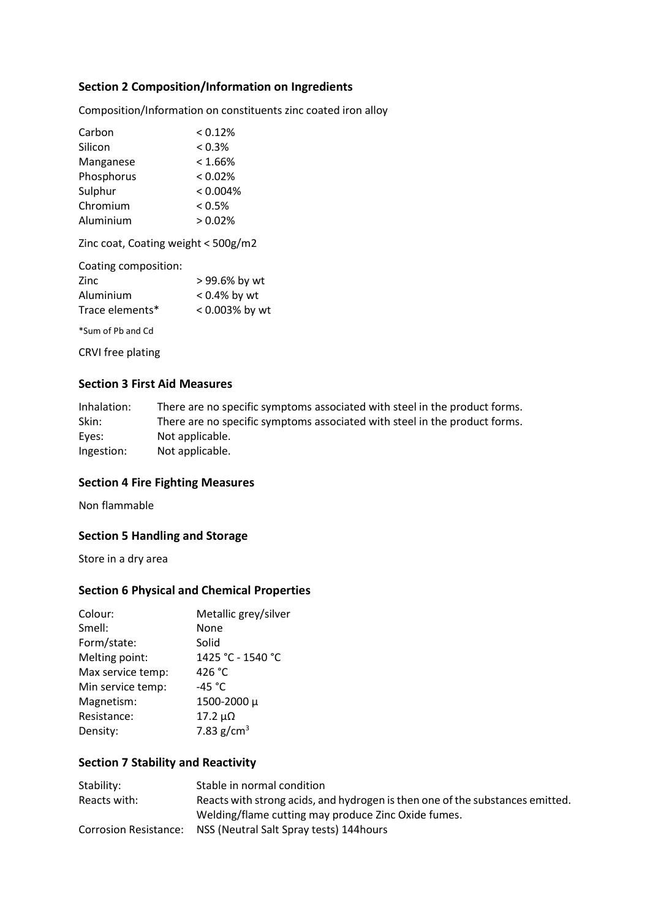## Section 2 Composition/Information on Ingredients

Composition/Information on constituents zinc coated iron alloy

| | |
|---|---|
| Carbon | < 0.12% |
| Silicon | < 0.3% |
| Manganese | < 1.66% |
| Phosphorus | < 0.02% |
| Sulphur | < 0.004% |
| Chromium | < 0.5% |
| Aluminium | > 0.02% |

Zinc coat, Coating weight < 500g/m2

| Coating composition: | |
|---|---|
| Zinc | > 99.6% by wt |
| Aluminium | < 0.4% by wt |
| Trace elements* | < 0.003% by wt |

*Sum of Pb and Cd

CRVI free plating

## Section 3 First Aid Measures

| | |
|---|---|
| Inhalation: | There are no specific symptoms associated with steel in the product forms. |
| Skin: | There are no specific symptoms associated with steel in the product forms. |
| Eyes: | Not applicable. |
| Ingestion: | Not applicable. |

## Section 4 Fire Fighting Measures

Non flammable

## Section 5 Handling and Storage

Store in a dry area

## Section 6 Physical and Chemical Properties

| | |
|---|---|
| Colour: | Metallic grey/silver |
| Smell: | None |
| Form/state: | Solid |
| Melting point: | 1425 °C - 1540 °C |
| Max service temp: | 426 °C |
| Min service temp: | -45 °C |
| Magnetism: | 1500-2000 μ |
| Resistance: | 17.2 μΩ |
| Density: | 7.83 g/cm$^3$ |

## Section 7 Stability and Reactivity

| | |
|---|---|
| Stability: | Stable in normal condition |
| Reacts with: | Reacts with strong acids, and hydrogen is then one of the substances emitted. Welding/flame cutting may produce Zinc Oxide fumes. |
| Corrosion Resistance: | NSS (Neutral Salt Spray tests) 144hours |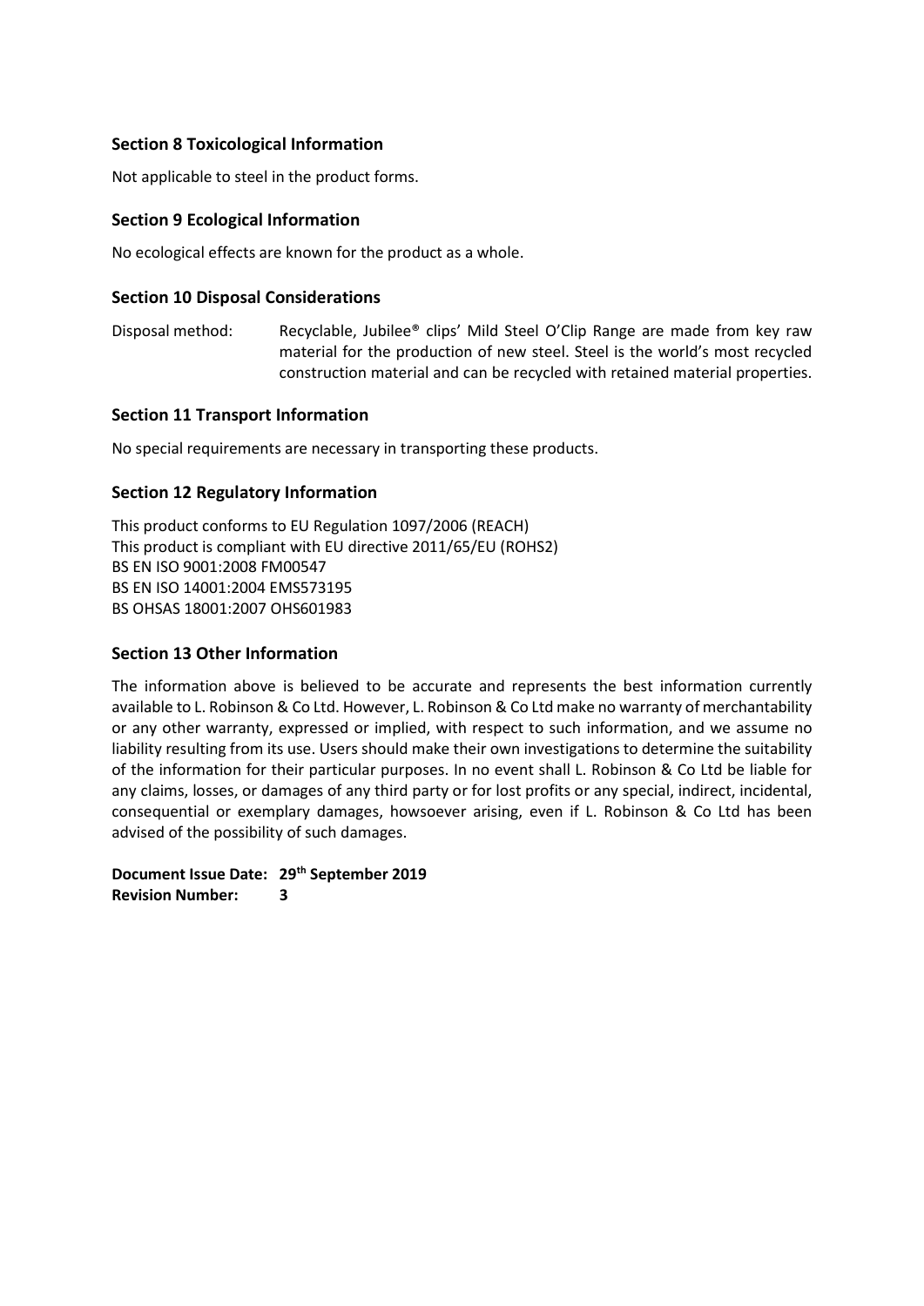## Section 8 Toxicological Information

Not applicable to steel in the product forms.

## Section 9 Ecological Information

No ecological effects are known for the product as a whole.

## Section 10 Disposal Considerations

Disposal method: Recyclable, Jubilee® clips' Mild Steel O'Clip Range are made from key raw material for the production of new steel. Steel is the world's most recycled construction material and can be recycled with retained material properties.

## Section 11 Transport Information

No special requirements are necessary in transporting these products.

## Section 12 Regulatory Information

This product conforms to EU Regulation 1097/2006 (REACH)
This product is compliant with EU directive 2011/65/EU (ROHS2)
BS EN ISO 9001:2008 FM00547
BS EN ISO 14001:2004 EMS573195
BS OHSAS 18001:2007 OHS601983

## Section 13 Other Information

The information above is believed to be accurate and represents the best information currently available to L. Robinson & Co Ltd. However, L. Robinson & Co Ltd make no warranty of merchantability or any other warranty, expressed or implied, with respect to such information, and we assume no liability resulting from its use. Users should make their own investigations to determine the suitability of the information for their particular purposes. In no event shall L. Robinson & Co Ltd be liable for any claims, losses, or damages of any third party or for lost profits or any special, indirect, incidental, consequential or exemplary damages, howsoever arising, even if L. Robinson & Co Ltd has been advised of the possibility of such damages.

**Document Issue Date: 29th September 2019**
**Revision Number: 3**